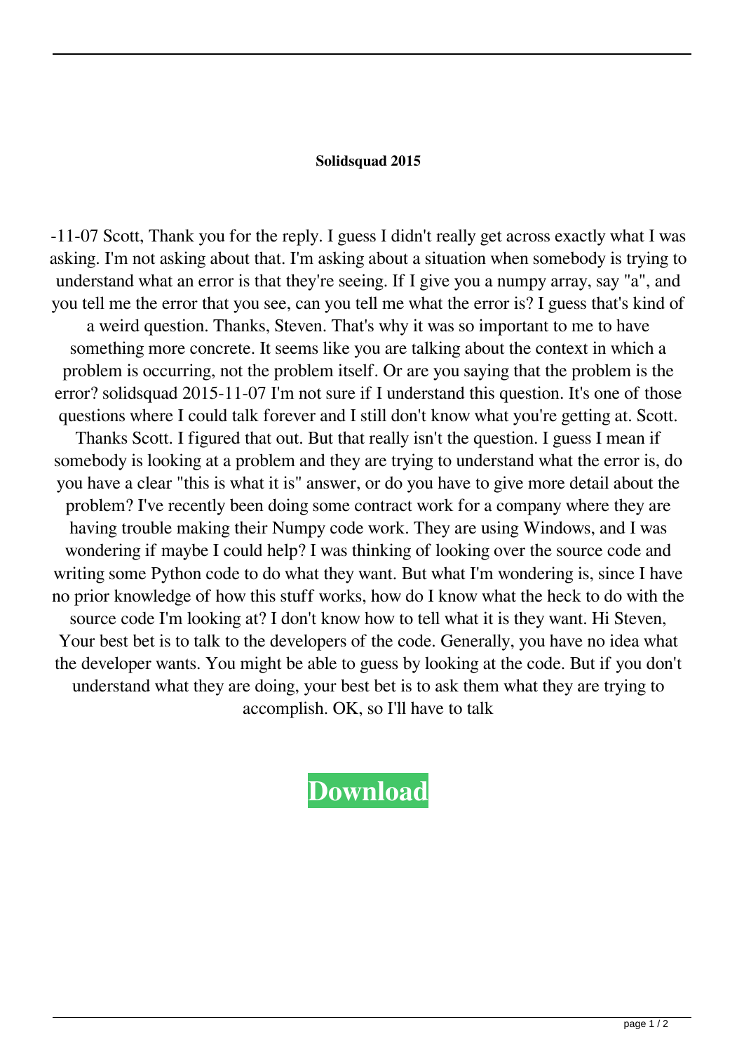**Solidsquad 2015**

-11-07 Scott, Thank you for the reply. I guess I didn't really get across exactly what I was asking. I'm not asking about that. I'm asking about a situation when somebody is trying to understand what an error is that they're seeing. If I give you a numpy array, say "a", and you tell me the error that you see, can you tell me what the error is? I guess that's kind of a weird question. Thanks, Steven. That's why it was so important to me to have something more concrete. It seems like you are talking about the context in which a problem is occurring, not the problem itself. Or are you saying that the problem is the error? solidsquad 2015-11-07 I'm not sure if I understand this question. It's one of those questions where I could talk forever and I still don't know what you're getting at. Scott. Thanks Scott. I figured that out. But that really isn't the question. I guess I mean if somebody is looking at a problem and they are trying to understand what the error is, do you have a clear "this is what it is" answer, or do you have to give more detail about the problem? I've recently been doing some contract work for a company where they are having trouble making their Numpy code work. They are using Windows, and I was wondering if maybe I could help? I was thinking of looking over the source code and writing some Python code to do what they want. But what I'm wondering is, since I have no prior knowledge of how this stuff works, how do I know what the heck to do with the source code I'm looking at? I don't know how to tell what it is they want. Hi Steven, Your best bet is to talk to the developers of the code. Generally, you have no idea what the developer wants. You might be able to guess by looking at the code. But if you don't understand what they are doing, your best bet is to ask them what they are trying to accomplish. OK, so I'll have to talk

**Download**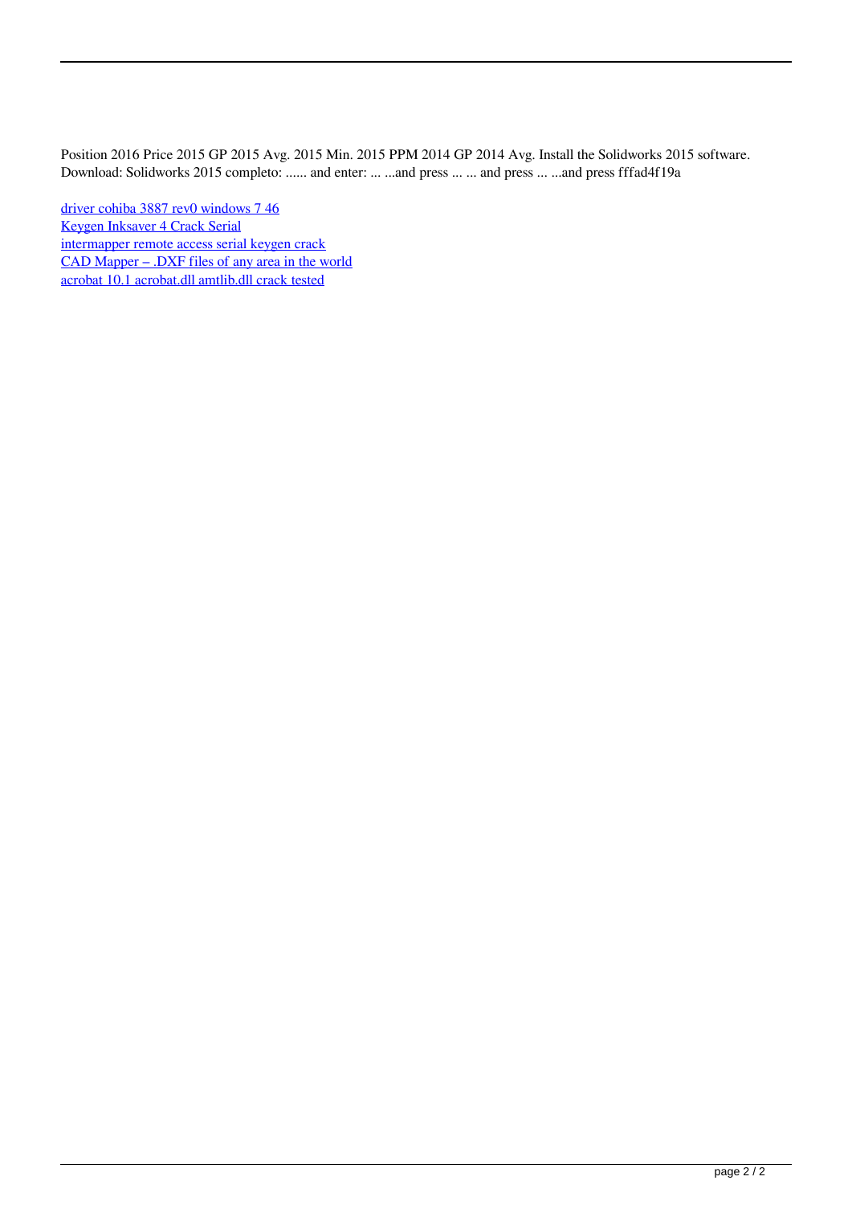Position 2016 Price 2015 GP 2015 Avg. 2015 Min. 2015 PPM 2014 GP 2014 Avg. Install the Solidworks 2015 software. Download: Solidworks 2015 completo: ...... and enter: ... ...and press ... ... and press ... ...and press fffad4f19a

driver cohiba 3887 rev0 windows 7 46
Keygen Inksaver 4 Crack Serial
intermapper remote access serial keygen crack
CAD Mapper – .DXF files of any area in the world
acrobat 10.1 acrobat.dll amtlib.dll crack tested